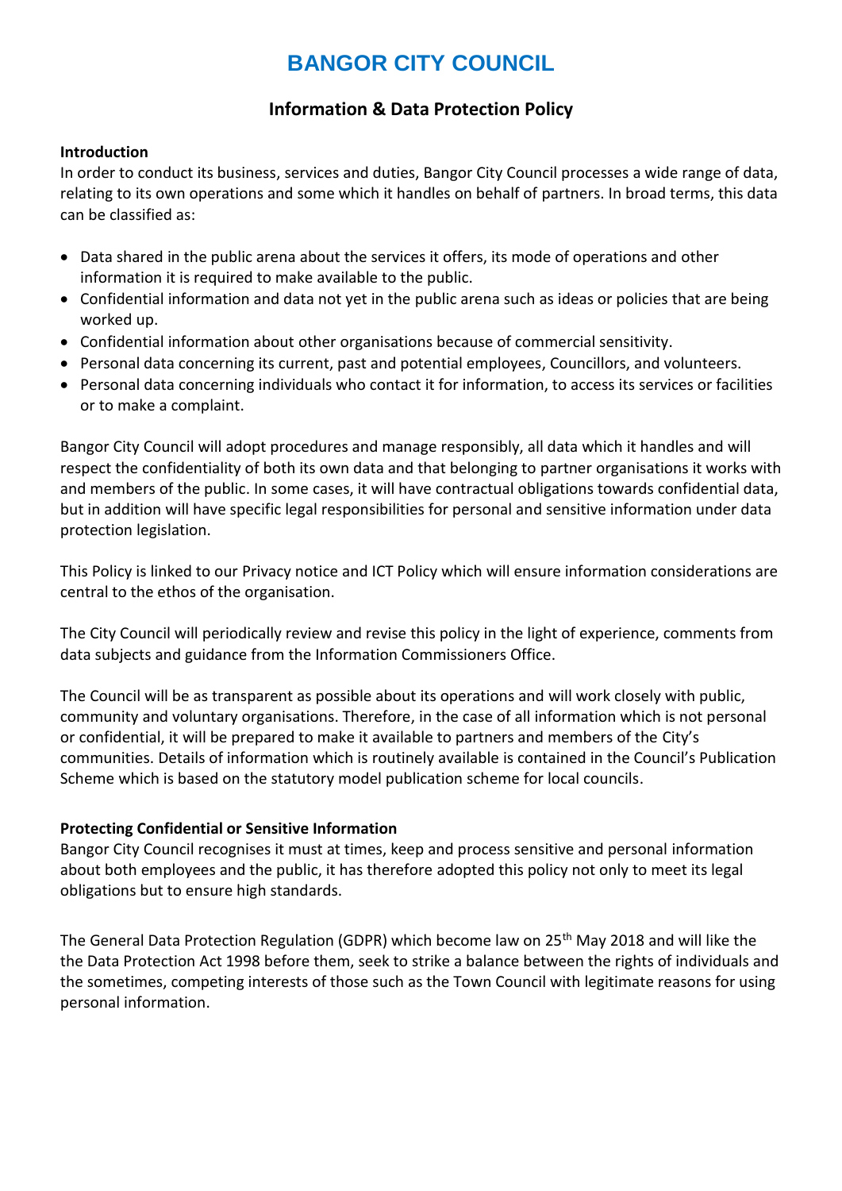# BANGOR CITY COUNCIL

## Information & Data Protection Policy

**Introduction**

In order to conduct its business, services and duties, Bangor City Council processes a wide range of data, relating to its own operations and some which it handles on behalf of partners. In broad terms, this data can be classified as:

- Data shared in the public arena about the services it offers, its mode of operations and other information it is required to make available to the public.
- Confidential information and data not yet in the public arena such as ideas or policies that are being worked up.
- Confidential information about other organisations because of commercial sensitivity.
- Personal data concerning its current, past and potential employees, Councillors, and volunteers.
- Personal data concerning individuals who contact it for information, to access its services or facilities or to make a complaint.

Bangor City Council will adopt procedures and manage responsibly, all data which it handles and will respect the confidentiality of both its own data and that belonging to partner organisations it works with and members of the public. In some cases, it will have contractual obligations towards confidential data, but in addition will have specific legal responsibilities for personal and sensitive information under data protection legislation.

This Policy is linked to our Privacy notice and ICT Policy which will ensure information considerations are central to the ethos of the organisation.

The City Council will periodically review and revise this policy in the light of experience, comments from data subjects and guidance from the Information Commissioners Office.

The Council will be as transparent as possible about its operations and will work closely with public, community and voluntary organisations. Therefore, in the case of all information which is not personal or confidential, it will be prepared to make it available to partners and members of the City's communities. Details of information which is routinely available is contained in the Council's Publication Scheme which is based on the statutory model publication scheme for local councils.

**Protecting Confidential or Sensitive Information**

Bangor City Council recognises it must at times, keep and process sensitive and personal information about both employees and the public, it has therefore adopted this policy not only to meet its legal obligations but to ensure high standards.

The General Data Protection Regulation (GDPR) which become law on 25th May 2018 and will like the the Data Protection Act 1998 before them, seek to strike a balance between the rights of individuals and the sometimes, competing interests of those such as the Town Council with legitimate reasons for using personal information.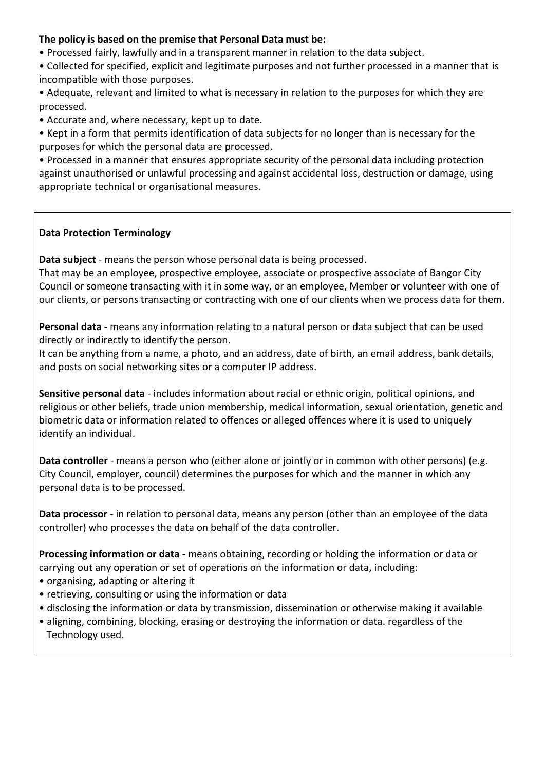**The policy is based on the premise that Personal Data must be:**

- Processed fairly, lawfully and in a transparent manner in relation to the data subject.
- Collected for specified, explicit and legitimate purposes and not further processed in a manner that is incompatible with those purposes.
- Adequate, relevant and limited to what is necessary in relation to the purposes for which they are processed.
- Accurate and, where necessary, kept up to date.
- Kept in a form that permits identification of data subjects for no longer than is necessary for the purposes for which the personal data are processed.
- Processed in a manner that ensures appropriate security of the personal data including protection against unauthorised or unlawful processing and against accidental loss, destruction or damage, using appropriate technical or organisational measures.

**Data Protection Terminology**

**Data subject** - means the person whose personal data is being processed.
That may be an employee, prospective employee, associate or prospective associate of Bangor City Council or someone transacting with it in some way, or an employee, Member or volunteer with one of our clients, or persons transacting or contracting with one of our clients when we process data for them.

**Personal data** - means any information relating to a natural person or data subject that can be used directly or indirectly to identify the person.
It can be anything from a name, a photo, and an address, date of birth, an email address, bank details, and posts on social networking sites or a computer IP address.

**Sensitive personal data** - includes information about racial or ethnic origin, political opinions, and religious or other beliefs, trade union membership, medical information, sexual orientation, genetic and biometric data or information related to offences or alleged offences where it is used to uniquely identify an individual.

**Data controller** - means a person who (either alone or jointly or in common with other persons) (e.g. City Council, employer, council) determines the purposes for which and the manner in which any personal data is to be processed.

**Data processor** - in relation to personal data, means any person (other than an employee of the data controller) who processes the data on behalf of the data controller.

**Processing information or data** - means obtaining, recording or holding the information or data or carrying out any operation or set of operations on the information or data, including:

- organising, adapting or altering it
- retrieving, consulting or using the information or data
- disclosing the information or data by transmission, dissemination or otherwise making it available
- aligning, combining, blocking, erasing or destroying the information or data. regardless of the Technology used.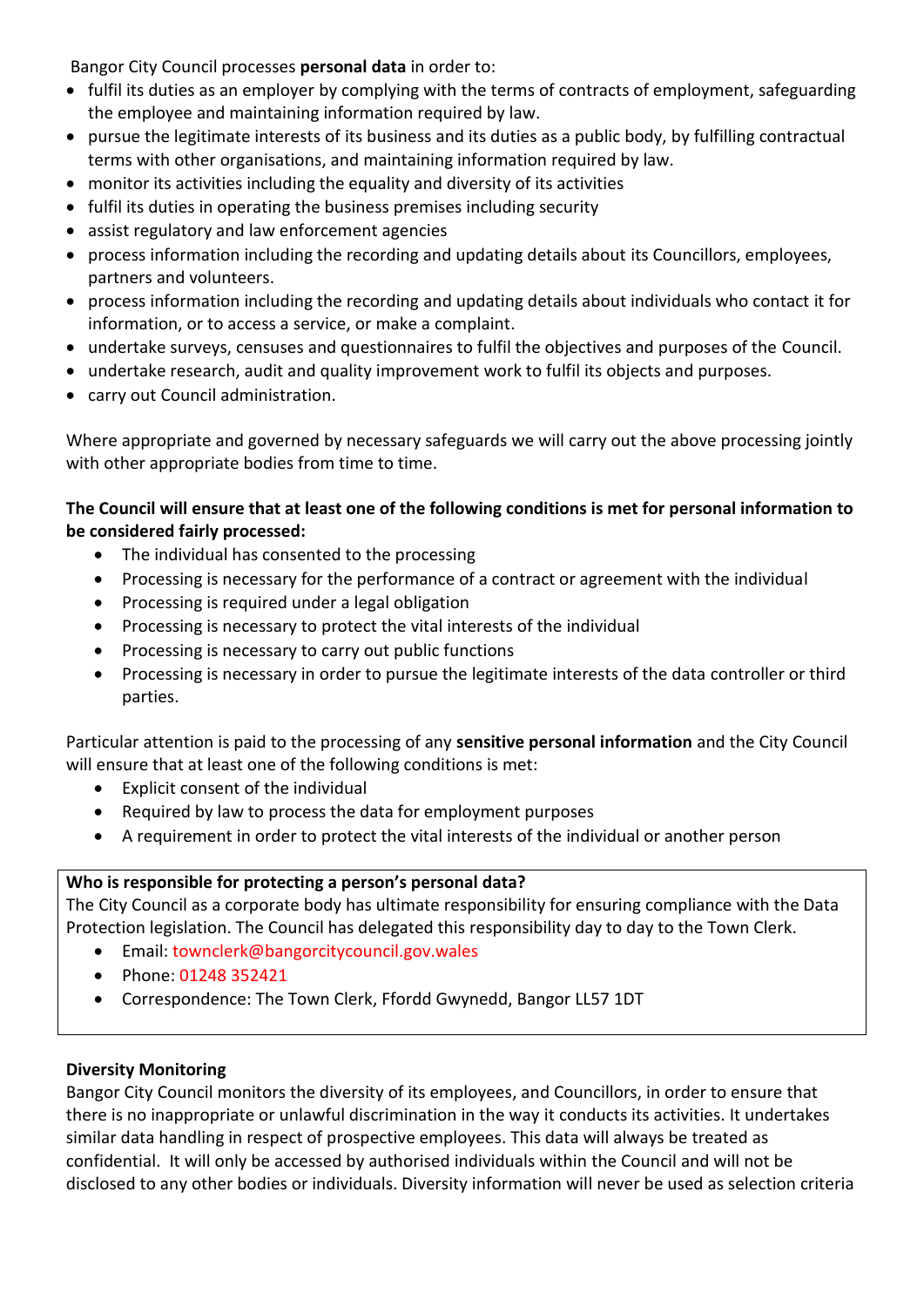Bangor City Council processes **personal data** in order to:

- fulfil its duties as an employer by complying with the terms of contracts of employment, safeguarding the employee and maintaining information required by law.
- pursue the legitimate interests of its business and its duties as a public body, by fulfilling contractual terms with other organisations, and maintaining information required by law.
- monitor its activities including the equality and diversity of its activities
- fulfil its duties in operating the business premises including security
- assist regulatory and law enforcement agencies
- process information including the recording and updating details about its Councillors, employees, partners and volunteers.
- process information including the recording and updating details about individuals who contact it for information, or to access a service, or make a complaint.
- undertake surveys, censuses and questionnaires to fulfil the objectives and purposes of the Council.
- undertake research, audit and quality improvement work to fulfil its objects and purposes.
- carry out Council administration.

Where appropriate and governed by necessary safeguards we will carry out the above processing jointly with other appropriate bodies from time to time.

**The Council will ensure that at least one of the following conditions is met for personal information to be considered fairly processed:**

- The individual has consented to the processing
- Processing is necessary for the performance of a contract or agreement with the individual
- Processing is required under a legal obligation
- Processing is necessary to protect the vital interests of the individual
- Processing is necessary to carry out public functions
- Processing is necessary in order to pursue the legitimate interests of the data controller or third parties.

Particular attention is paid to the processing of any **sensitive personal information** and the City Council will ensure that at least one of the following conditions is met:

- Explicit consent of the individual
- Required by law to process the data for employment purposes
- A requirement in order to protect the vital interests of the individual or another person

**Who is responsible for protecting a person's personal data?**

The City Council as a corporate body has ultimate responsibility for ensuring compliance with the Data Protection legislation. The Council has delegated this responsibility day to day to the Town Clerk.

- Email: townclerk@bangorcitycouncil.gov.wales
- Phone: 01248 352421
- Correspondence: The Town Clerk, Ffordd Gwynedd, Bangor LL57 1DT

**Diversity Monitoring**

Bangor City Council monitors the diversity of its employees, and Councillors, in order to ensure that there is no inappropriate or unlawful discrimination in the way it conducts its activities. It undertakes similar data handling in respect of prospective employees. This data will always be treated as confidential. It will only be accessed by authorised individuals within the Council and will not be disclosed to any other bodies or individuals. Diversity information will never be used as selection criteria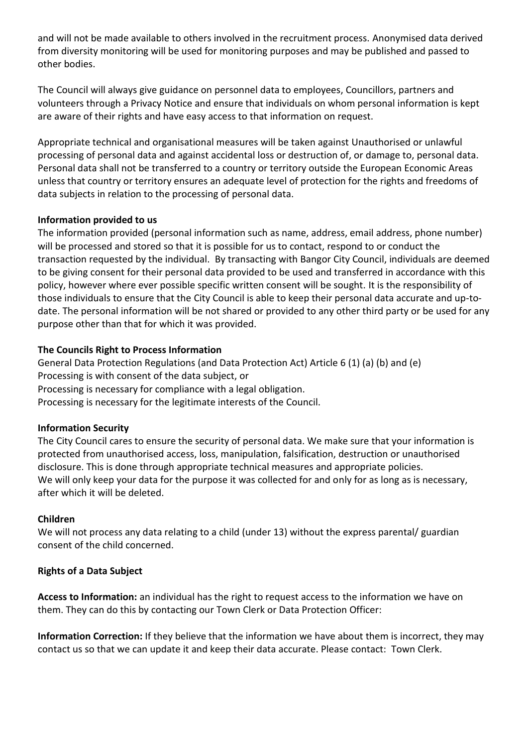and will not be made available to others involved in the recruitment process. Anonymised data derived from diversity monitoring will be used for monitoring purposes and may be published and passed to other bodies.

The Council will always give guidance on personnel data to employees, Councillors, partners and volunteers through a Privacy Notice and ensure that individuals on whom personal information is kept are aware of their rights and have easy access to that information on request.

Appropriate technical and organisational measures will be taken against Unauthorised or unlawful processing of personal data and against accidental loss or destruction of, or damage to, personal data. Personal data shall not be transferred to a country or territory outside the European Economic Areas unless that country or territory ensures an adequate level of protection for the rights and freedoms of data subjects in relation to the processing of personal data.

**Information provided to us**

The information provided (personal information such as name, address, email address, phone number) will be processed and stored so that it is possible for us to contact, respond to or conduct the transaction requested by the individual. By transacting with Bangor City Council, individuals are deemed to be giving consent for their personal data provided to be used and transferred in accordance with this policy, however where ever possible specific written consent will be sought. It is the responsibility of those individuals to ensure that the City Council is able to keep their personal data accurate and up-to-date. The personal information will be not shared or provided to any other third party or be used for any purpose other than that for which it was provided.

**The Councils Right to Process Information**

General Data Protection Regulations (and Data Protection Act) Article 6 (1) (a) (b) and (e)
Processing is with consent of the data subject, or
Processing is necessary for compliance with a legal obligation.
Processing is necessary for the legitimate interests of the Council.

**Information Security**

The City Council cares to ensure the security of personal data. We make sure that your information is protected from unauthorised access, loss, manipulation, falsification, destruction or unauthorised disclosure. This is done through appropriate technical measures and appropriate policies.
We will only keep your data for the purpose it was collected for and only for as long as is necessary, after which it will be deleted.

**Children**

We will not process any data relating to a child (under 13) without the express parental/ guardian consent of the child concerned.

**Rights of a Data Subject**

**Access to Information:** an individual has the right to request access to the information we have on them. They can do this by contacting our Town Clerk or Data Protection Officer:

**Information Correction:** If they believe that the information we have about them is incorrect, they may contact us so that we can update it and keep their data accurate. Please contact: Town Clerk.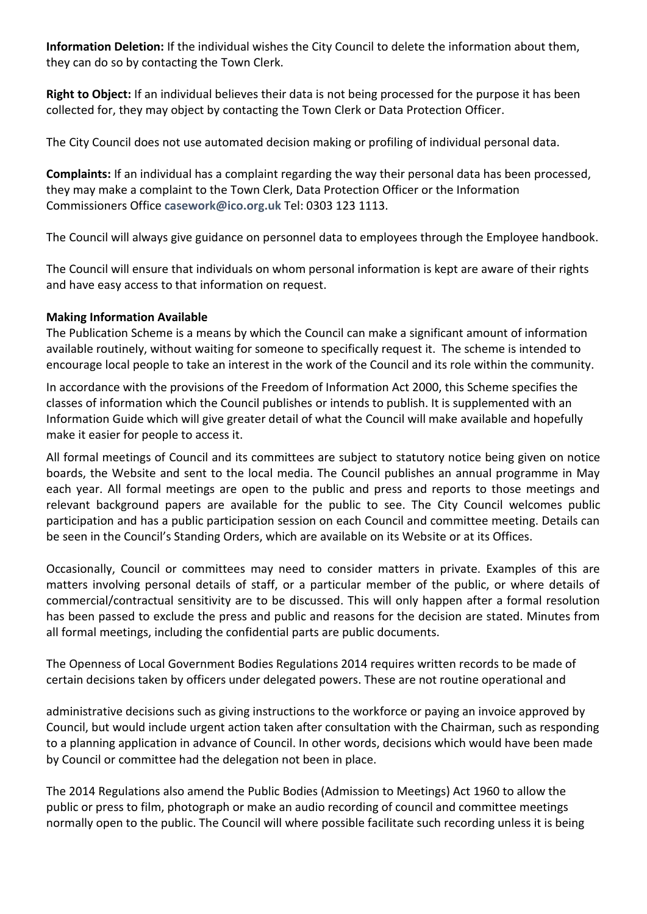**Information Deletion:** If the individual wishes the City Council to delete the information about them, they can do so by contacting the Town Clerk.

**Right to Object:** If an individual believes their data is not being processed for the purpose it has been collected for, they may object by contacting the Town Clerk or Data Protection Officer.

The City Council does not use automated decision making or profiling of individual personal data.

**Complaints:** If an individual has a complaint regarding the way their personal data has been processed, they may make a complaint to the Town Clerk, Data Protection Officer or the Information Commissioners Office **casework@ico.org.uk** Tel: 0303 123 1113.

The Council will always give guidance on personnel data to employees through the Employee handbook.

The Council will ensure that individuals on whom personal information is kept are aware of their rights and have easy access to that information on request.

**Making Information Available**

The Publication Scheme is a means by which the Council can make a significant amount of information available routinely, without waiting for someone to specifically request it. The scheme is intended to encourage local people to take an interest in the work of the Council and its role within the community.

In accordance with the provisions of the Freedom of Information Act 2000, this Scheme specifies the classes of information which the Council publishes or intends to publish. It is supplemented with an Information Guide which will give greater detail of what the Council will make available and hopefully make it easier for people to access it.

All formal meetings of Council and its committees are subject to statutory notice being given on notice boards, the Website and sent to the local media. The Council publishes an annual programme in May each year. All formal meetings are open to the public and press and reports to those meetings and relevant background papers are available for the public to see. The City Council welcomes public participation and has a public participation session on each Council and committee meeting. Details can be seen in the Council's Standing Orders, which are available on its Website or at its Offices.

Occasionally, Council or committees may need to consider matters in private. Examples of this are matters involving personal details of staff, or a particular member of the public, or where details of commercial/contractual sensitivity are to be discussed. This will only happen after a formal resolution has been passed to exclude the press and public and reasons for the decision are stated. Minutes from all formal meetings, including the confidential parts are public documents.

The Openness of Local Government Bodies Regulations 2014 requires written records to be made of certain decisions taken by officers under delegated powers. These are not routine operational and administrative decisions such as giving instructions to the workforce or paying an invoice approved by Council, but would include urgent action taken after consultation with the Chairman, such as responding to a planning application in advance of Council. In other words, decisions which would have been made by Council or committee had the delegation not been in place.

The 2014 Regulations also amend the Public Bodies (Admission to Meetings) Act 1960 to allow the public or press to film, photograph or make an audio recording of council and committee meetings normally open to the public. The Council will where possible facilitate such recording unless it is being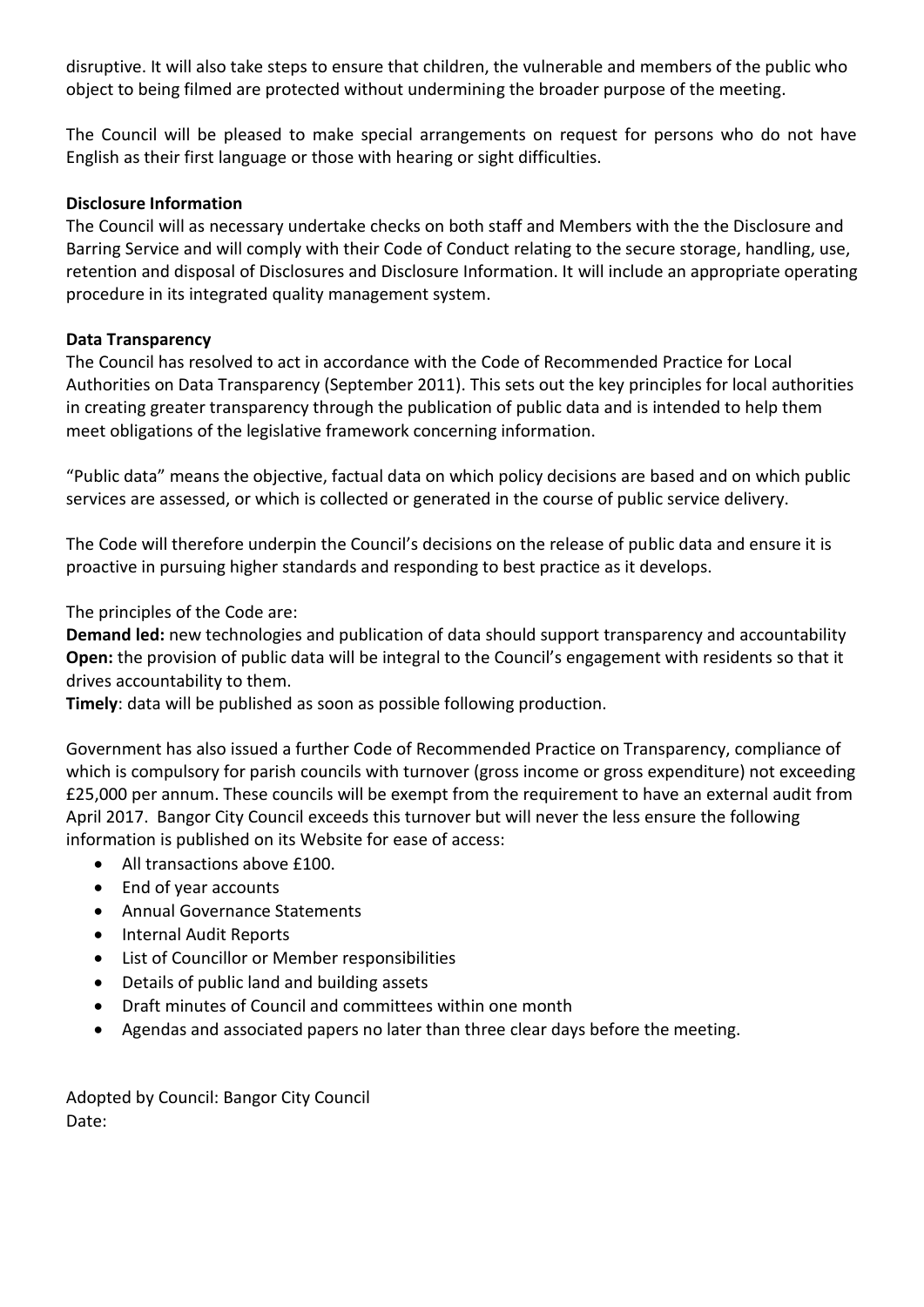disruptive. It will also take steps to ensure that children, the vulnerable and members of the public who object to being filmed are protected without undermining the broader purpose of the meeting.

The Council will be pleased to make special arrangements on request for persons who do not have English as their first language or those with hearing or sight difficulties.

**Disclosure Information**

The Council will as necessary undertake checks on both staff and Members with the the Disclosure and Barring Service and will comply with their Code of Conduct relating to the secure storage, handling, use, retention and disposal of Disclosures and Disclosure Information. It will include an appropriate operating procedure in its integrated quality management system.

**Data Transparency**

The Council has resolved to act in accordance with the Code of Recommended Practice for Local Authorities on Data Transparency (September 2011). This sets out the key principles for local authorities in creating greater transparency through the publication of public data and is intended to help them meet obligations of the legislative framework concerning information.

"Public data" means the objective, factual data on which policy decisions are based and on which public services are assessed, or which is collected or generated in the course of public service delivery.

The Code will therefore underpin the Council's decisions on the release of public data and ensure it is proactive in pursuing higher standards and responding to best practice as it develops.

The principles of the Code are:

**Demand led:** new technologies and publication of data should support transparency and accountability

**Open:** the provision of public data will be integral to the Council's engagement with residents so that it drives accountability to them.

**Timely**: data will be published as soon as possible following production.

Government has also issued a further Code of Recommended Practice on Transparency, compliance of which is compulsory for parish councils with turnover (gross income or gross expenditure) not exceeding £25,000 per annum. These councils will be exempt from the requirement to have an external audit from April 2017. Bangor City Council exceeds this turnover but will never the less ensure the following information is published on its Website for ease of access:

- All transactions above £100.
- End of year accounts
- Annual Governance Statements
- Internal Audit Reports
- List of Councillor or Member responsibilities
- Details of public land and building assets
- Draft minutes of Council and committees within one month
- Agendas and associated papers no later than three clear days before the meeting.

Adopted by Council: Bangor City Council

Date: